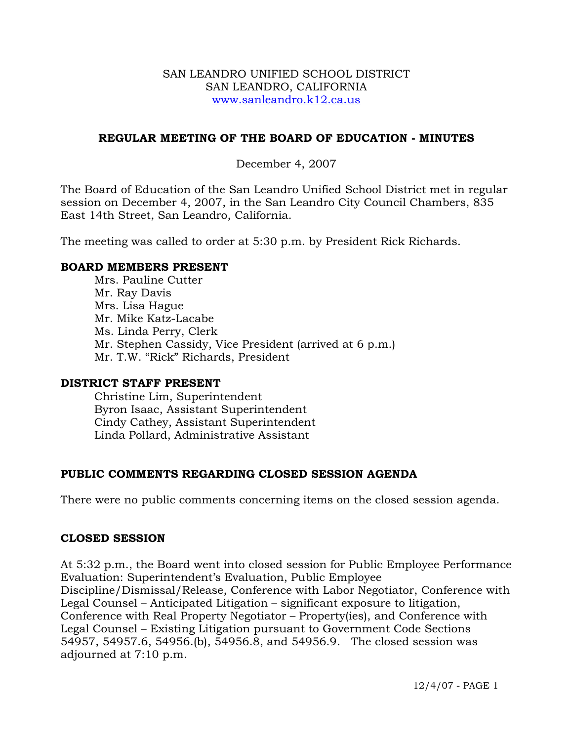SAN LEANDRO UNIFIED SCHOOL DISTRICT
SAN LEANDRO, CALIFORNIA
www.sanleandro.k12.ca.us

## REGULAR MEETING OF THE BOARD OF EDUCATION - MINUTES

December 4, 2007

The Board of Education of the San Leandro Unified School District met in regular session on December 4, 2007, in the San Leandro City Council Chambers, 835 East 14th Street, San Leandro, California.

The meeting was called to order at 5:30 p.m. by President Rick Richards.

### BOARD MEMBERS PRESENT

Mrs. Pauline Cutter
Mr. Ray Davis
Mrs. Lisa Hague
Mr. Mike Katz-Lacabe
Ms. Linda Perry, Clerk
Mr. Stephen Cassidy, Vice President (arrived at 6 p.m.)
Mr. T.W. "Rick" Richards, President

### DISTRICT STAFF PRESENT

Christine Lim, Superintendent
Byron Isaac, Assistant Superintendent
Cindy Cathey, Assistant Superintendent
Linda Pollard, Administrative Assistant

### PUBLIC COMMENTS REGARDING CLOSED SESSION AGENDA

There were no public comments concerning items on the closed session agenda.

### CLOSED SESSION

At 5:32 p.m., the Board went into closed session for Public Employee Performance Evaluation: Superintendent's Evaluation, Public Employee Discipline/Dismissal/Release, Conference with Labor Negotiator, Conference with Legal Counsel – Anticipated Litigation – significant exposure to litigation, Conference with Real Property Negotiator – Property(ies), and Conference with Legal Counsel – Existing Litigation pursuant to Government Code Sections 54957, 54957.6, 54956.(b), 54956.8, and 54956.9. The closed session was adjourned at 7:10 p.m.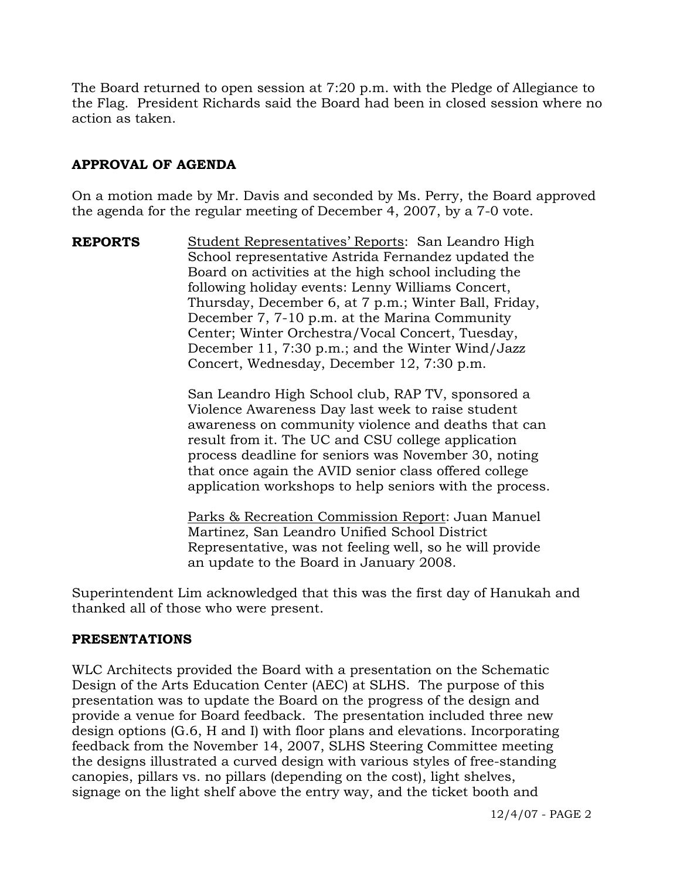The Board returned to open session at 7:20 p.m. with the Pledge of Allegiance to the Flag. President Richards said the Board had been in closed session where no action as taken.

## APPROVAL OF AGENDA

On a motion made by Mr. Davis and seconded by Ms. Perry, the Board approved the agenda for the regular meeting of December 4, 2007, by a 7-0 vote.

**REPORTS**

Student Representatives' Reports: San Leandro High School representative Astrida Fernandez updated the Board on activities at the high school including the following holiday events: Lenny Williams Concert, Thursday, December 6, at 7 p.m.; Winter Ball, Friday, December 7, 7-10 p.m. at the Marina Community Center; Winter Orchestra/Vocal Concert, Tuesday, December 11, 7:30 p.m.; and the Winter Wind/Jazz Concert, Wednesday, December 12, 7:30 p.m.

San Leandro High School club, RAP TV, sponsored a Violence Awareness Day last week to raise student awareness on community violence and deaths that can result from it. The UC and CSU college application process deadline for seniors was November 30, noting that once again the AVID senior class offered college application workshops to help seniors with the process.

Parks & Recreation Commission Report: Juan Manuel Martinez, San Leandro Unified School District Representative, was not feeling well, so he will provide an update to the Board in January 2008.

Superintendent Lim acknowledged that this was the first day of Hanukah and thanked all of those who were present.

## PRESENTATIONS

WLC Architects provided the Board with a presentation on the Schematic Design of the Arts Education Center (AEC) at SLHS. The purpose of this presentation was to update the Board on the progress of the design and provide a venue for Board feedback. The presentation included three new design options (G.6, H and I) with floor plans and elevations. Incorporating feedback from the November 14, 2007, SLHS Steering Committee meeting the designs illustrated a curved design with various styles of free-standing canopies, pillars vs. no pillars (depending on the cost), light shelves, signage on the light shelf above the entry way, and the ticket booth and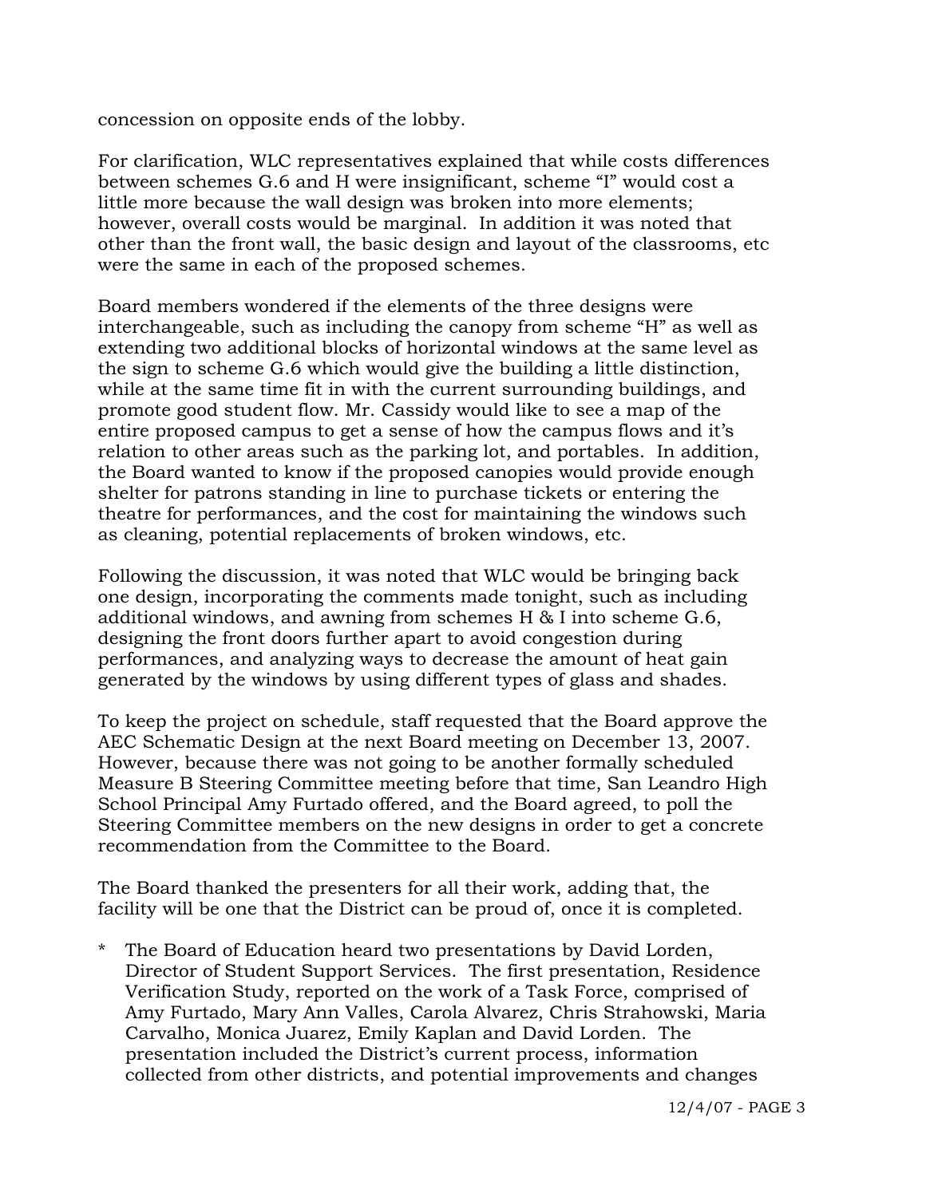concession on opposite ends of the lobby.

For clarification, WLC representatives explained that while costs differences between schemes G.6 and H were insignificant, scheme "I" would cost a little more because the wall design was broken into more elements; however, overall costs would be marginal. In addition it was noted that other than the front wall, the basic design and layout of the classrooms, etc were the same in each of the proposed schemes.

Board members wondered if the elements of the three designs were interchangeable, such as including the canopy from scheme "H" as well as extending two additional blocks of horizontal windows at the same level as the sign to scheme G.6 which would give the building a little distinction, while at the same time fit in with the current surrounding buildings, and promote good student flow. Mr. Cassidy would like to see a map of the entire proposed campus to get a sense of how the campus flows and it's relation to other areas such as the parking lot, and portables. In addition, the Board wanted to know if the proposed canopies would provide enough shelter for patrons standing in line to purchase tickets or entering the theatre for performances, and the cost for maintaining the windows such as cleaning, potential replacements of broken windows, etc.

Following the discussion, it was noted that WLC would be bringing back one design, incorporating the comments made tonight, such as including additional windows, and awning from schemes H & I into scheme G.6, designing the front doors further apart to avoid congestion during performances, and analyzing ways to decrease the amount of heat gain generated by the windows by using different types of glass and shades.

To keep the project on schedule, staff requested that the Board approve the AEC Schematic Design at the next Board meeting on December 13, 2007. However, because there was not going to be another formally scheduled Measure B Steering Committee meeting before that time, San Leandro High School Principal Amy Furtado offered, and the Board agreed, to poll the Steering Committee members on the new designs in order to get a concrete recommendation from the Committee to the Board.

The Board thanked the presenters for all their work, adding that, the facility will be one that the District can be proud of, once it is completed.

* The Board of Education heard two presentations by David Lorden, Director of Student Support Services. The first presentation, Residence Verification Study, reported on the work of a Task Force, comprised of Amy Furtado, Mary Ann Valles, Carola Alvarez, Chris Strahowski, Maria Carvalho, Monica Juarez, Emily Kaplan and David Lorden. The presentation included the District's current process, information collected from other districts, and potential improvements and changes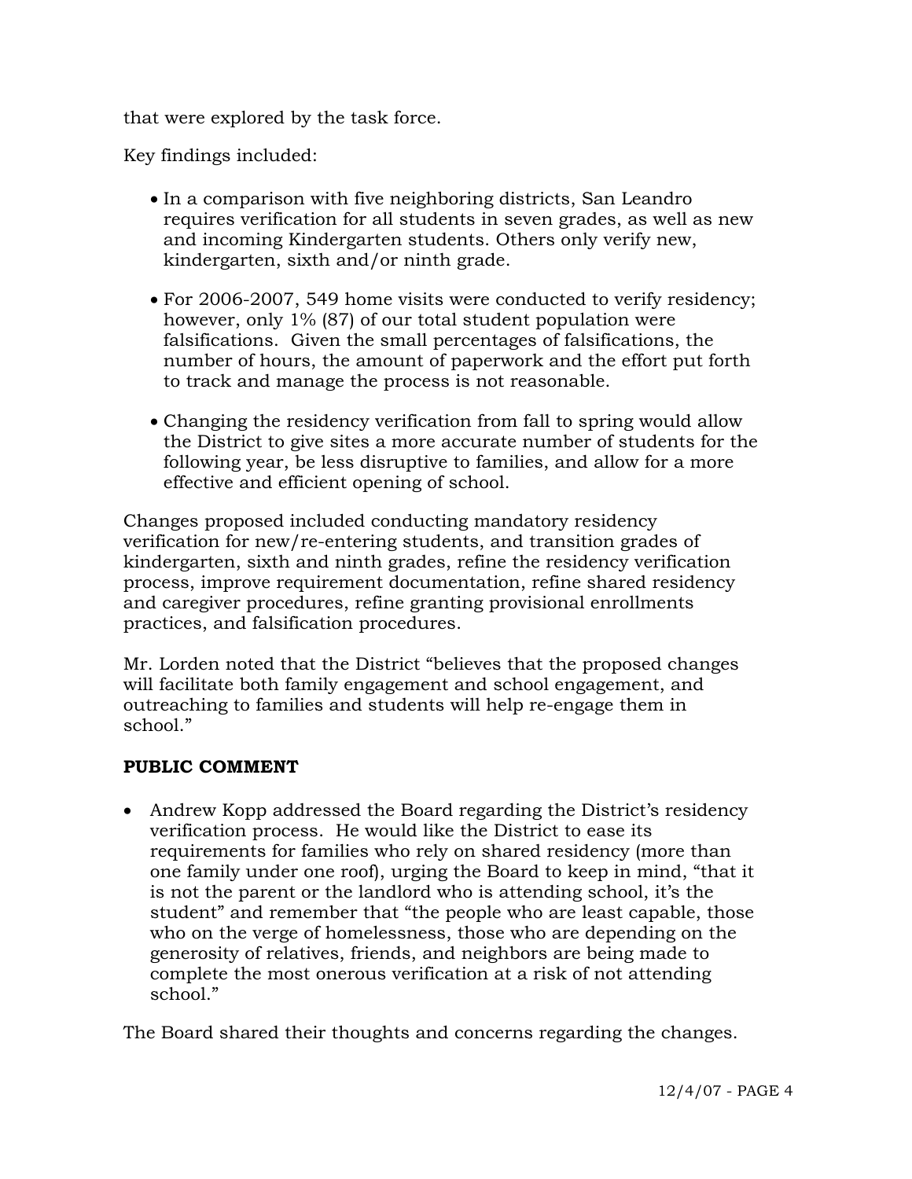that were explored by the task force.

Key findings included:

- In a comparison with five neighboring districts, San Leandro requires verification for all students in seven grades, as well as new and incoming Kindergarten students. Others only verify new, kindergarten, sixth and/or ninth grade.
- For 2006-2007, 549 home visits were conducted to verify residency; however, only 1% (87) of our total student population were falsifications. Given the small percentages of falsifications, the number of hours, the amount of paperwork and the effort put forth to track and manage the process is not reasonable.
- Changing the residency verification from fall to spring would allow the District to give sites a more accurate number of students for the following year, be less disruptive to families, and allow for a more effective and efficient opening of school.

Changes proposed included conducting mandatory residency verification for new/re-entering students, and transition grades of kindergarten, sixth and ninth grades, refine the residency verification process, improve requirement documentation, refine shared residency and caregiver procedures, refine granting provisional enrollments practices, and falsification procedures.

Mr. Lorden noted that the District "believes that the proposed changes will facilitate both family engagement and school engagement, and outreaching to families and students will help re-engage them in school."

**PUBLIC COMMENT**

- Andrew Kopp addressed the Board regarding the District's residency verification process. He would like the District to ease its requirements for families who rely on shared residency (more than one family under one roof), urging the Board to keep in mind, "that it is not the parent or the landlord who is attending school, it's the student" and remember that "the people who are least capable, those who on the verge of homelessness, those who are depending on the generosity of relatives, friends, and neighbors are being made to complete the most onerous verification at a risk of not attending school."

The Board shared their thoughts and concerns regarding the changes.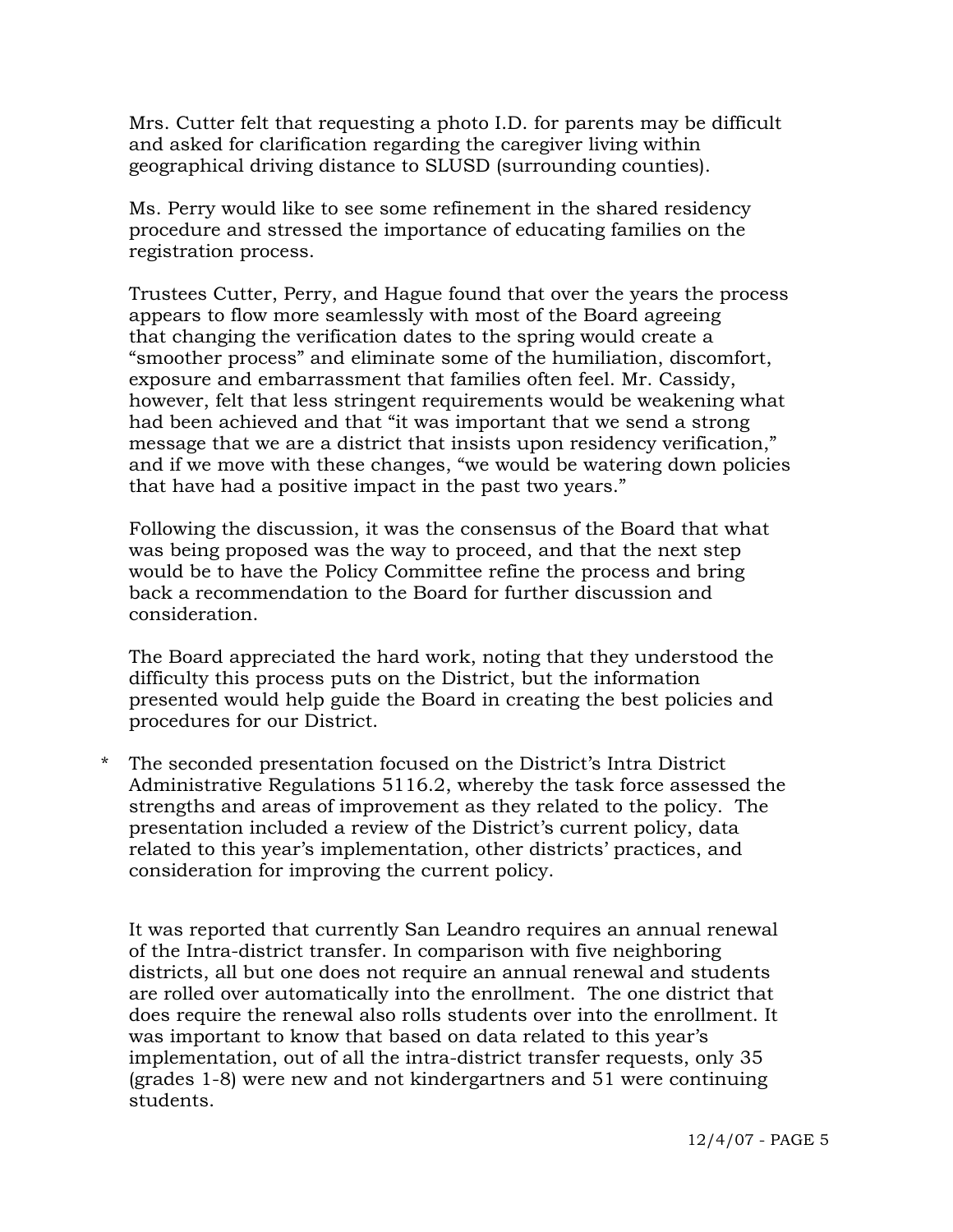Mrs. Cutter felt that requesting a photo I.D. for parents may be difficult and asked for clarification regarding the caregiver living within geographical driving distance to SLUSD (surrounding counties).

Ms. Perry would like to see some refinement in the shared residency procedure and stressed the importance of educating families on the registration process.

Trustees Cutter, Perry, and Hague found that over the years the process appears to flow more seamlessly with most of the Board agreeing that changing the verification dates to the spring would create a "smoother process" and eliminate some of the humiliation, discomfort, exposure and embarrassment that families often feel. Mr. Cassidy, however, felt that less stringent requirements would be weakening what had been achieved and that "it was important that we send a strong message that we are a district that insists upon residency verification," and if we move with these changes, "we would be watering down policies that have had a positive impact in the past two years."

Following the discussion, it was the consensus of the Board that what was being proposed was the way to proceed, and that the next step would be to have the Policy Committee refine the process and bring back a recommendation to the Board for further discussion and consideration.

The Board appreciated the hard work, noting that they understood the difficulty this process puts on the District, but the information presented would help guide the Board in creating the best policies and procedures for our District.

* The seconded presentation focused on the District's Intra District Administrative Regulations 5116.2, whereby the task force assessed the strengths and areas of improvement as they related to the policy. The presentation included a review of the District's current policy, data related to this year's implementation, other districts' practices, and consideration for improving the current policy.

  It was reported that currently San Leandro requires an annual renewal of the Intra-district transfer. In comparison with five neighboring districts, all but one does not require an annual renewal and students are rolled over automatically into the enrollment. The one district that does require the renewal also rolls students over into the enrollment. It was important to know that based on data related to this year's implementation, out of all the intra-district transfer requests, only 35 (grades 1-8) were new and not kindergartners and 51 were continuing students.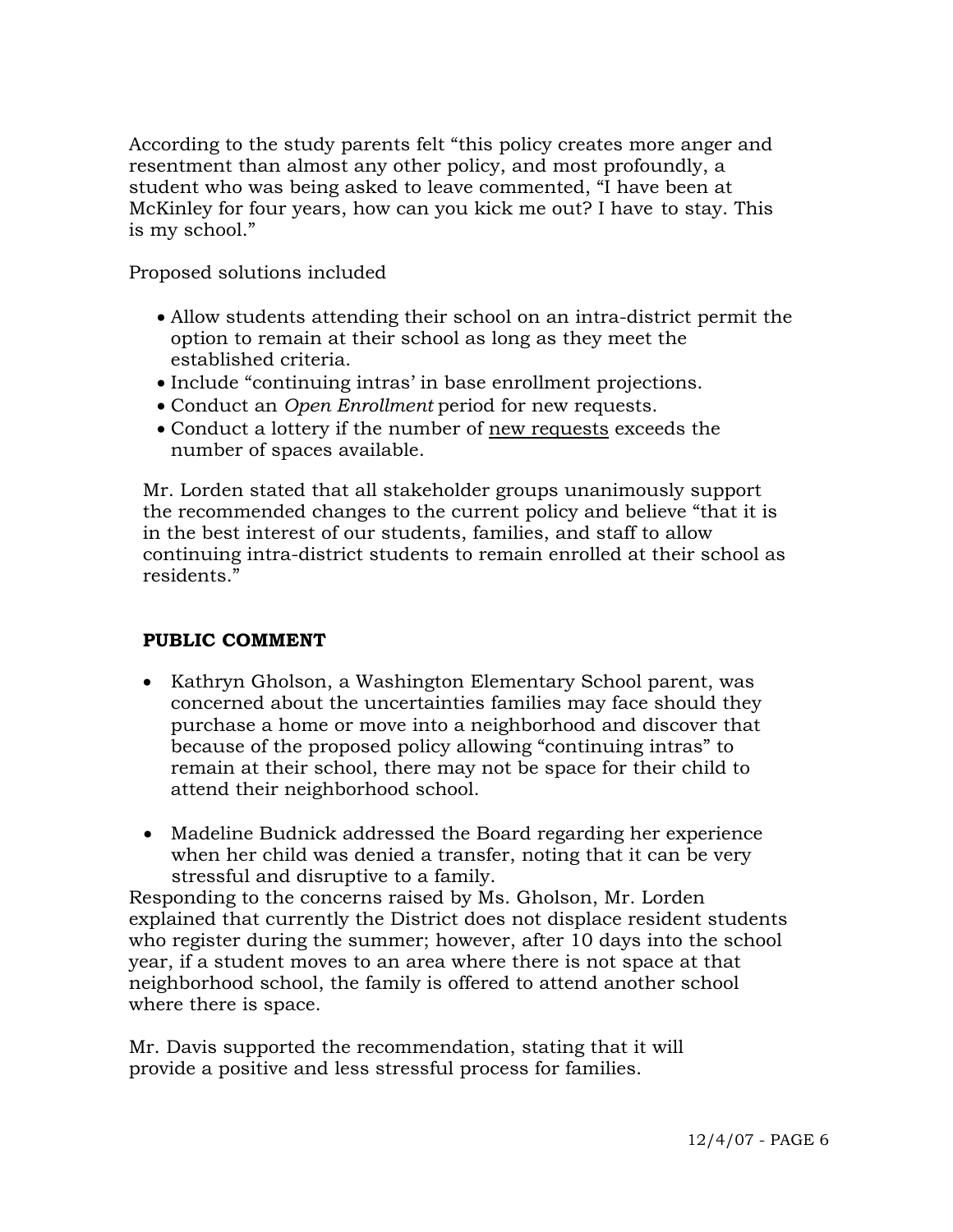According to the study parents felt "this policy creates more anger and resentment than almost any other policy, and most profoundly, a student who was being asked to leave commented, "I have been at McKinley for four years, how can you kick me out? I have to stay. This is my school."

Proposed solutions included

- Allow students attending their school on an intra-district permit the option to remain at their school as long as they meet the established criteria.
- Include "continuing intras' in base enrollment projections.
- Conduct an *Open Enrollment* period for new requests.
- Conduct a lottery if the number of <u>new requests</u> exceeds the number of spaces available.

Mr. Lorden stated that all stakeholder groups unanimously support the recommended changes to the current policy and believe "that it is in the best interest of our students, families, and staff to allow continuing intra-district students to remain enrolled at their school as residents."

**PUBLIC COMMENT**

- Kathryn Gholson, a Washington Elementary School parent, was concerned about the uncertainties families may face should they purchase a home or move into a neighborhood and discover that because of the proposed policy allowing "continuing intras" to remain at their school, there may not be space for their child to attend their neighborhood school.

- Madeline Budnick addressed the Board regarding her experience when her child was denied a transfer, noting that it can be very stressful and disruptive to a family.

Responding to the concerns raised by Ms. Gholson, Mr. Lorden explained that currently the District does not displace resident students who register during the summer; however, after 10 days into the school year, if a student moves to an area where there is not space at that neighborhood school, the family is offered to attend another school where there is space.

Mr. Davis supported the recommendation, stating that it will provide a positive and less stressful process for families.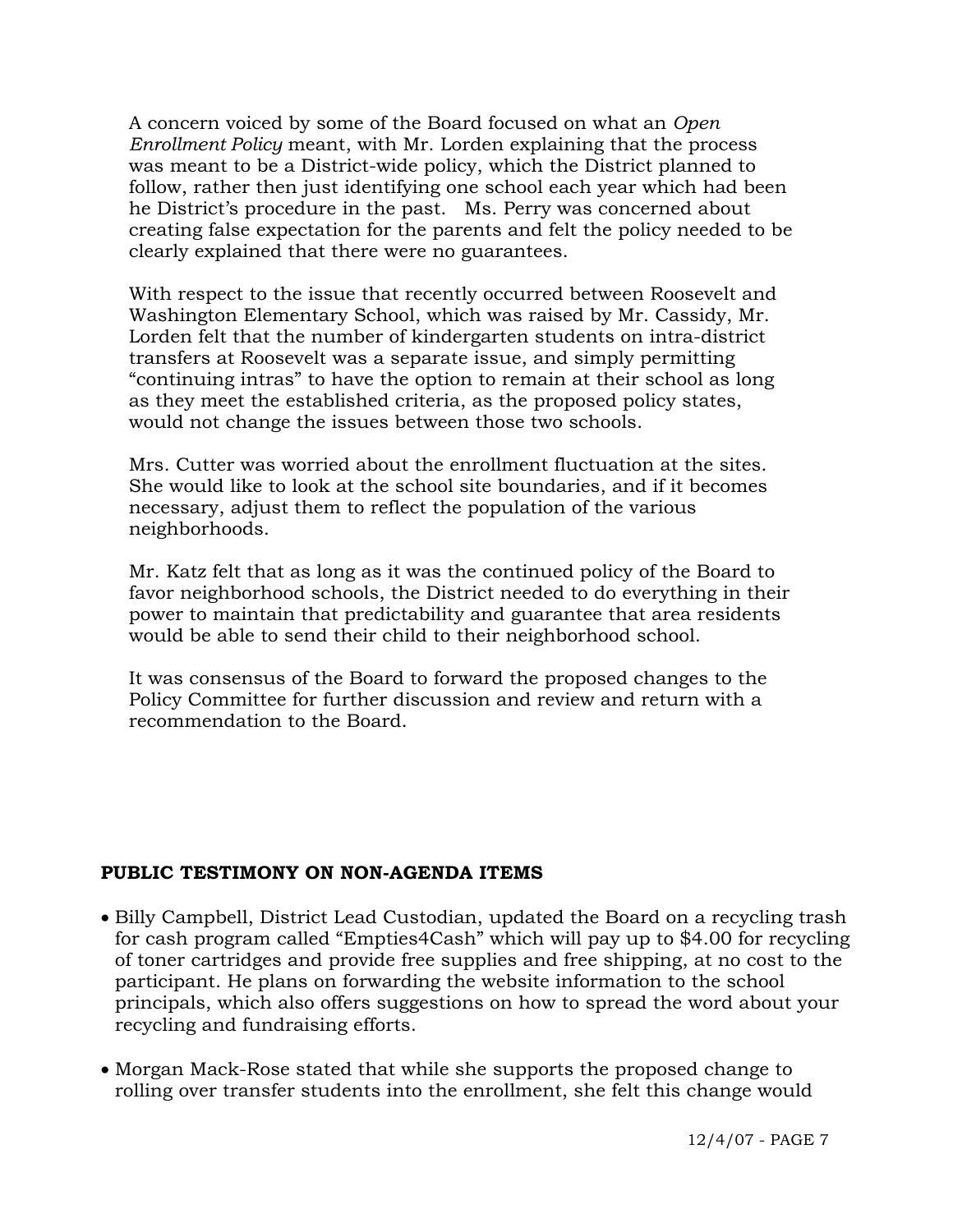A concern voiced by some of the Board focused on what an *Open Enrollment Policy* meant, with Mr. Lorden explaining that the process was meant to be a District-wide policy, which the District planned to follow, rather then just identifying one school each year which had been he District's procedure in the past. Ms. Perry was concerned about creating false expectation for the parents and felt the policy needed to be clearly explained that there were no guarantees.

With respect to the issue that recently occurred between Roosevelt and Washington Elementary School, which was raised by Mr. Cassidy, Mr. Lorden felt that the number of kindergarten students on intra-district transfers at Roosevelt was a separate issue, and simply permitting "continuing intras" to have the option to remain at their school as long as they meet the established criteria, as the proposed policy states, would not change the issues between those two schools.

Mrs. Cutter was worried about the enrollment fluctuation at the sites. She would like to look at the school site boundaries, and if it becomes necessary, adjust them to reflect the population of the various neighborhoods.

Mr. Katz felt that as long as it was the continued policy of the Board to favor neighborhood schools, the District needed to do everything in their power to maintain that predictability and guarantee that area residents would be able to send their child to their neighborhood school.

It was consensus of the Board to forward the proposed changes to the Policy Committee for further discussion and review and return with a recommendation to the Board.

**PUBLIC TESTIMONY ON NON-AGENDA ITEMS**

- Billy Campbell, District Lead Custodian, updated the Board on a recycling trash for cash program called "Empties4Cash" which will pay up to $4.00 for recycling of toner cartridges and provide free supplies and free shipping, at no cost to the participant. He plans on forwarding the website information to the school principals, which also offers suggestions on how to spread the word about your recycling and fundraising efforts.

- Morgan Mack-Rose stated that while she supports the proposed change to rolling over transfer students into the enrollment, she felt this change would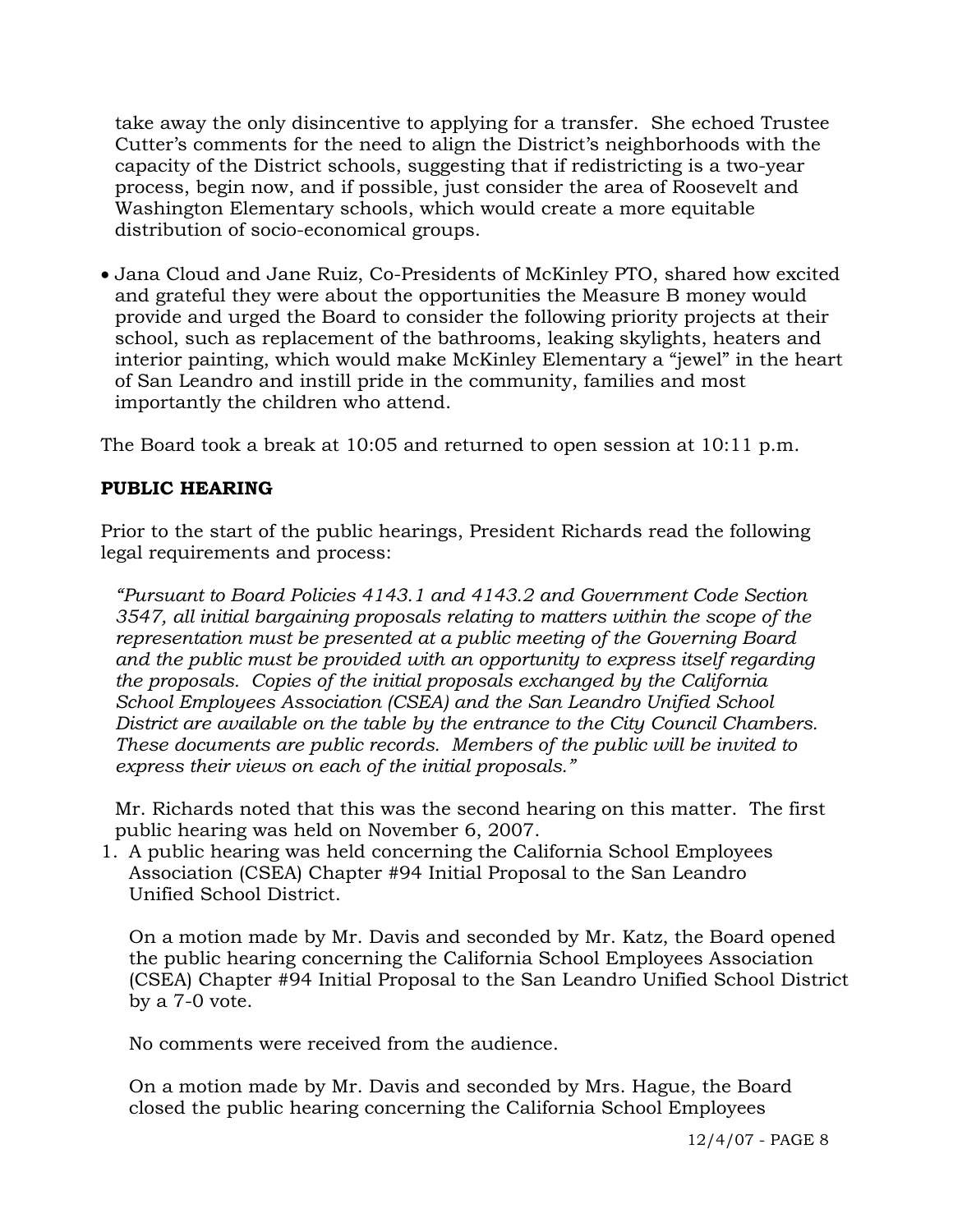take away the only disincentive to applying for a transfer. She echoed Trustee Cutter's comments for the need to align the District's neighborhoods with the capacity of the District schools, suggesting that if redistricting is a two-year process, begin now, and if possible, just consider the area of Roosevelt and Washington Elementary schools, which would create a more equitable distribution of socio-economical groups.

- Jana Cloud and Jane Ruiz, Co-Presidents of McKinley PTO, shared how excited and grateful they were about the opportunities the Measure B money would provide and urged the Board to consider the following priority projects at their school, such as replacement of the bathrooms, leaking skylights, heaters and interior painting, which would make McKinley Elementary a "jewel" in the heart of San Leandro and instill pride in the community, families and most importantly the children who attend.

The Board took a break at 10:05 and returned to open session at 10:11 p.m.

**PUBLIC HEARING**

Prior to the start of the public hearings, President Richards read the following legal requirements and process:

*"Pursuant to Board Policies 4143.1 and 4143.2 and Government Code Section 3547, all initial bargaining proposals relating to matters within the scope of the representation must be presented at a public meeting of the Governing Board and the public must be provided with an opportunity to express itself regarding the proposals. Copies of the initial proposals exchanged by the California School Employees Association (CSEA) and the San Leandro Unified School District are available on the table by the entrance to the City Council Chambers. These documents are public records. Members of the public will be invited to express their views on each of the initial proposals."*

Mr. Richards noted that this was the second hearing on this matter. The first public hearing was held on November 6, 2007.

1. A public hearing was held concerning the California School Employees Association (CSEA) Chapter #94 Initial Proposal to the San Leandro Unified School District.

   On a motion made by Mr. Davis and seconded by Mr. Katz, the Board opened the public hearing concerning the California School Employees Association (CSEA) Chapter #94 Initial Proposal to the San Leandro Unified School District by a 7-0 vote.

   No comments were received from the audience.

   On a motion made by Mr. Davis and seconded by Mrs. Hague, the Board closed the public hearing concerning the California School Employees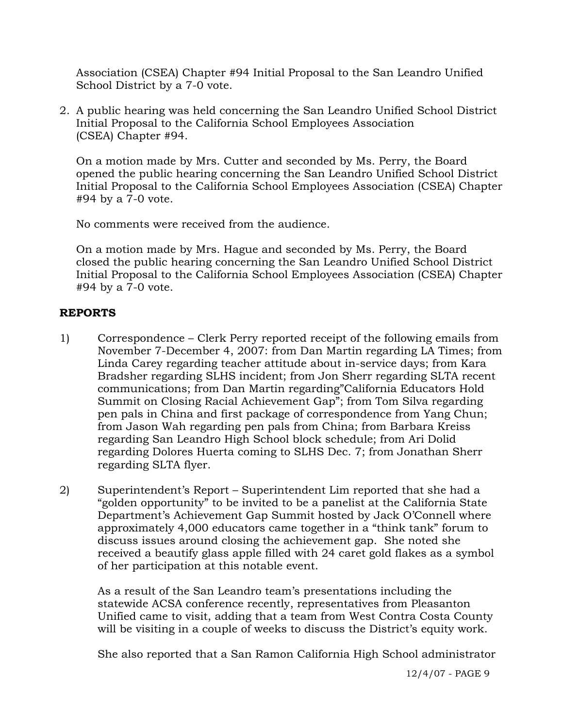Association (CSEA) Chapter #94 Initial Proposal to the San Leandro Unified School District by a 7-0 vote.

2. A public hearing was held concerning the San Leandro Unified School District Initial Proposal to the California School Employees Association (CSEA) Chapter #94.

   On a motion made by Mrs. Cutter and seconded by Ms. Perry, the Board opened the public hearing concerning the San Leandro Unified School District Initial Proposal to the California School Employees Association (CSEA) Chapter #94 by a 7-0 vote.

   No comments were received from the audience.

   On a motion made by Mrs. Hague and seconded by Ms. Perry, the Board closed the public hearing concerning the San Leandro Unified School District Initial Proposal to the California School Employees Association (CSEA) Chapter #94 by a 7-0 vote.

## REPORTS

1) Correspondence – Clerk Perry reported receipt of the following emails from November 7-December 4, 2007: from Dan Martin regarding LA Times; from Linda Carey regarding teacher attitude about in-service days; from Kara Bradsher regarding SLHS incident; from Jon Sherr regarding SLTA recent communications; from Dan Martin regarding"California Educators Hold Summit on Closing Racial Achievement Gap"; from Tom Silva regarding pen pals in China and first package of correspondence from Yang Chun; from Jason Wah regarding pen pals from China; from Barbara Kreiss regarding San Leandro High School block schedule; from Ari Dolid regarding Dolores Huerta coming to SLHS Dec. 7; from Jonathan Sherr regarding SLTA flyer.

2) Superintendent's Report – Superintendent Lim reported that she had a "golden opportunity" to be invited to be a panelist at the California State Department's Achievement Gap Summit hosted by Jack O'Connell where approximately 4,000 educators came together in a "think tank" forum to discuss issues around closing the achievement gap. She noted she received a beautify glass apple filled with 24 caret gold flakes as a symbol of her participation at this notable event.

   As a result of the San Leandro team's presentations including the statewide ACSA conference recently, representatives from Pleasanton Unified came to visit, adding that a team from West Contra Costa County will be visiting in a couple of weeks to discuss the District's equity work.

   She also reported that a San Ramon California High School administrator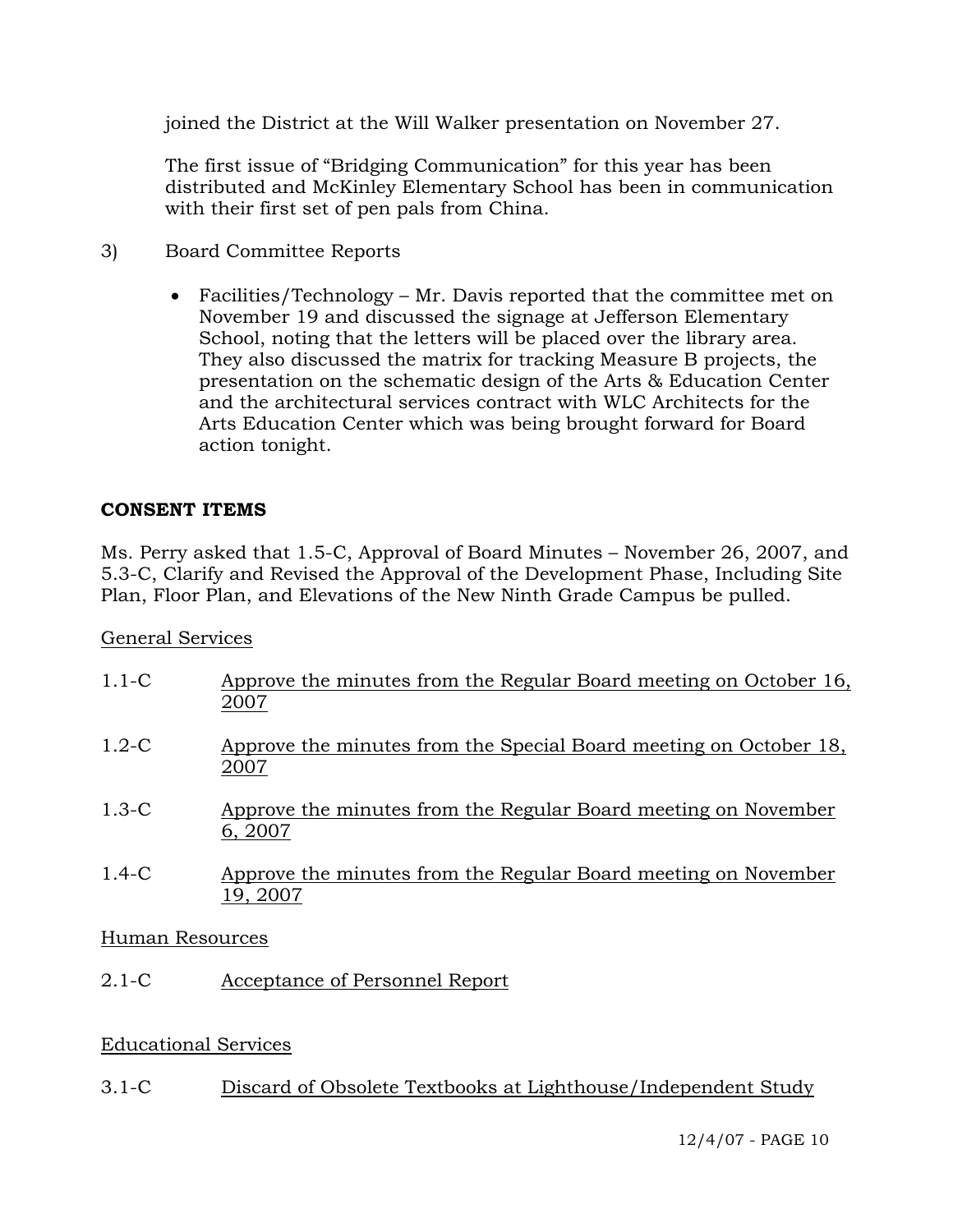joined the District at the Will Walker presentation on November 27.

The first issue of "Bridging Communication" for this year has been distributed and McKinley Elementary School has been in communication with their first set of pen pals from China.

3) Board Committee Reports

- Facilities/Technology – Mr. Davis reported that the committee met on November 19 and discussed the signage at Jefferson Elementary School, noting that the letters will be placed over the library area. They also discussed the matrix for tracking Measure B projects, the presentation on the schematic design of the Arts & Education Center and the architectural services contract with WLC Architects for the Arts Education Center which was being brought forward for Board action tonight.

**CONSENT ITEMS**

Ms. Perry asked that 1.5-C, Approval of Board Minutes – November 26, 2007, and 5.3-C, Clarify and Revised the Approval of the Development Phase, Including Site Plan, Floor Plan, and Elevations of the New Ninth Grade Campus be pulled.

<u>General Services</u>

1.1-C <u>Approve the minutes from the Regular Board meeting on October 16, 2007</u>

1.2-C <u>Approve the minutes from the Special Board meeting on October 18, 2007</u>

1.3-C <u>Approve the minutes from the Regular Board meeting on November 6, 2007</u>

1.4-C <u>Approve the minutes from the Regular Board meeting on November 19, 2007</u>

<u>Human Resources</u>

2.1-C <u>Acceptance of Personnel Report</u>

<u>Educational Services</u>

3.1-C <u>Discard of Obsolete Textbooks at Lighthouse/Independent Study</u>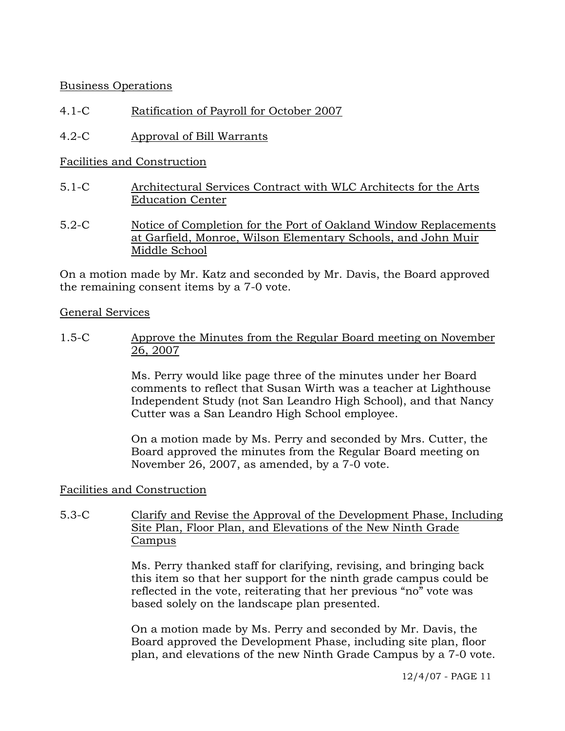Business Operations

4.1-C Ratification of Payroll for October 2007

4.2-C Approval of Bill Warrants

Facilities and Construction

5.1-C Architectural Services Contract with WLC Architects for the Arts Education Center

5.2-C Notice of Completion for the Port of Oakland Window Replacements at Garfield, Monroe, Wilson Elementary Schools, and John Muir Middle School

On a motion made by Mr. Katz and seconded by Mr. Davis, the Board approved the remaining consent items by a 7-0 vote.

General Services

1.5-C Approve the Minutes from the Regular Board meeting on November 26, 2007

Ms. Perry would like page three of the minutes under her Board comments to reflect that Susan Wirth was a teacher at Lighthouse Independent Study (not San Leandro High School), and that Nancy Cutter was a San Leandro High School employee.

On a motion made by Ms. Perry and seconded by Mrs. Cutter, the Board approved the minutes from the Regular Board meeting on November 26, 2007, as amended, by a 7-0 vote.

Facilities and Construction

5.3-C Clarify and Revise the Approval of the Development Phase, Including Site Plan, Floor Plan, and Elevations of the New Ninth Grade Campus

Ms. Perry thanked staff for clarifying, revising, and bringing back this item so that her support for the ninth grade campus could be reflected in the vote, reiterating that her previous "no" vote was based solely on the landscape plan presented.

On a motion made by Ms. Perry and seconded by Mr. Davis, the Board approved the Development Phase, including site plan, floor plan, and elevations of the new Ninth Grade Campus by a 7-0 vote.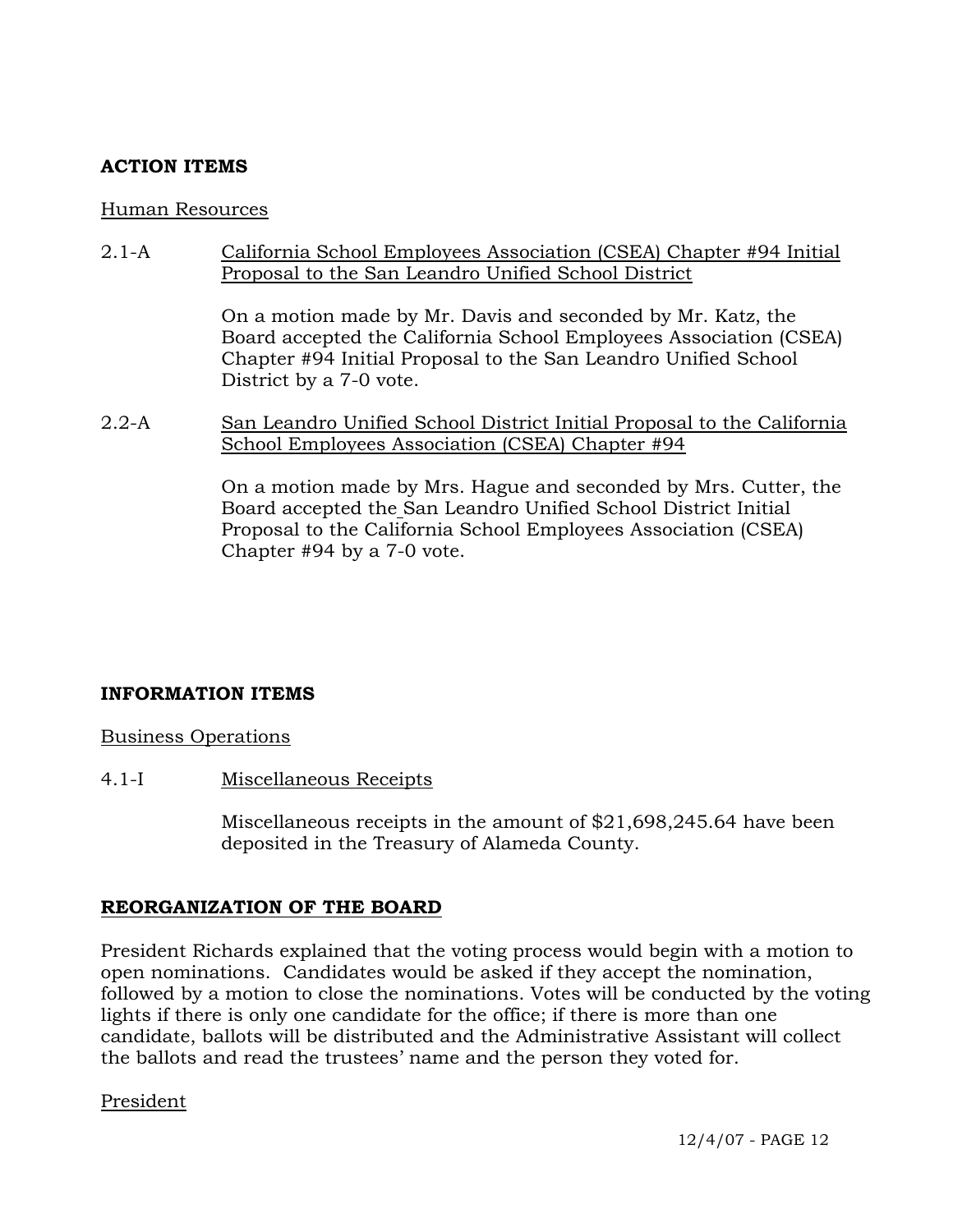**ACTION ITEMS**

Human Resources

2.1-A California School Employees Association (CSEA) Chapter #94 Initial Proposal to the San Leandro Unified School District

On a motion made by Mr. Davis and seconded by Mr. Katz, the Board accepted the California School Employees Association (CSEA) Chapter #94 Initial Proposal to the San Leandro Unified School District by a 7-0 vote.

2.2-A San Leandro Unified School District Initial Proposal to the California School Employees Association (CSEA) Chapter #94

On a motion made by Mrs. Hague and seconded by Mrs. Cutter, the Board accepted the San Leandro Unified School District Initial Proposal to the California School Employees Association (CSEA) Chapter #94 by a 7-0 vote.

**INFORMATION ITEMS**

Business Operations

4.1-I Miscellaneous Receipts

Miscellaneous receipts in the amount of $21,698,245.64 have been deposited in the Treasury of Alameda County.

**REORGANIZATION OF THE BOARD**

President Richards explained that the voting process would begin with a motion to open nominations. Candidates would be asked if they accept the nomination, followed by a motion to close the nominations. Votes will be conducted by the voting lights if there is only one candidate for the office; if there is more than one candidate, ballots will be distributed and the Administrative Assistant will collect the ballots and read the trustees' name and the person they voted for.

President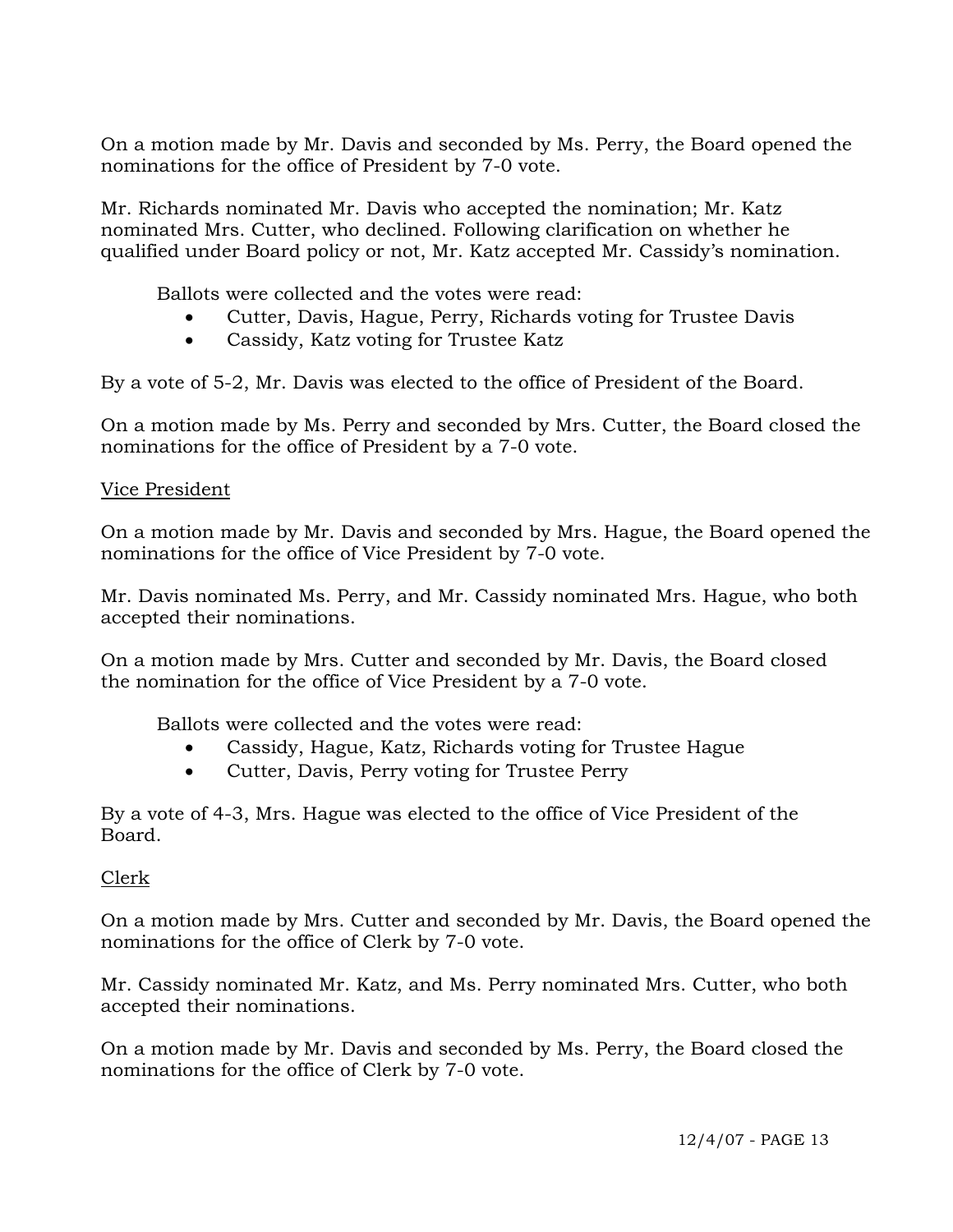On a motion made by Mr. Davis and seconded by Ms. Perry, the Board opened the nominations for the office of President by 7-0 vote.

Mr. Richards nominated Mr. Davis who accepted the nomination; Mr. Katz nominated Mrs. Cutter, who declined. Following clarification on whether he qualified under Board policy or not, Mr. Katz accepted Mr. Cassidy's nomination.

Ballots were collected and the votes were read:

- Cutter, Davis, Hague, Perry, Richards voting for Trustee Davis
- Cassidy, Katz voting for Trustee Katz

By a vote of 5-2, Mr. Davis was elected to the office of President of the Board.

On a motion made by Ms. Perry and seconded by Mrs. Cutter, the Board closed the nominations for the office of President by a 7-0 vote.

Vice President

On a motion made by Mr. Davis and seconded by Mrs. Hague, the Board opened the nominations for the office of Vice President by 7-0 vote.

Mr. Davis nominated Ms. Perry, and Mr. Cassidy nominated Mrs. Hague, who both accepted their nominations.

On a motion made by Mrs. Cutter and seconded by Mr. Davis, the Board closed the nomination for the office of Vice President by a 7-0 vote.

Ballots were collected and the votes were read:

- Cassidy, Hague, Katz, Richards voting for Trustee Hague
- Cutter, Davis, Perry voting for Trustee Perry

By a vote of 4-3, Mrs. Hague was elected to the office of Vice President of the Board.

Clerk

On a motion made by Mrs. Cutter and seconded by Mr. Davis, the Board opened the nominations for the office of Clerk by 7-0 vote.

Mr. Cassidy nominated Mr. Katz, and Ms. Perry nominated Mrs. Cutter, who both accepted their nominations.

On a motion made by Mr. Davis and seconded by Ms. Perry, the Board closed the nominations for the office of Clerk by 7-0 vote.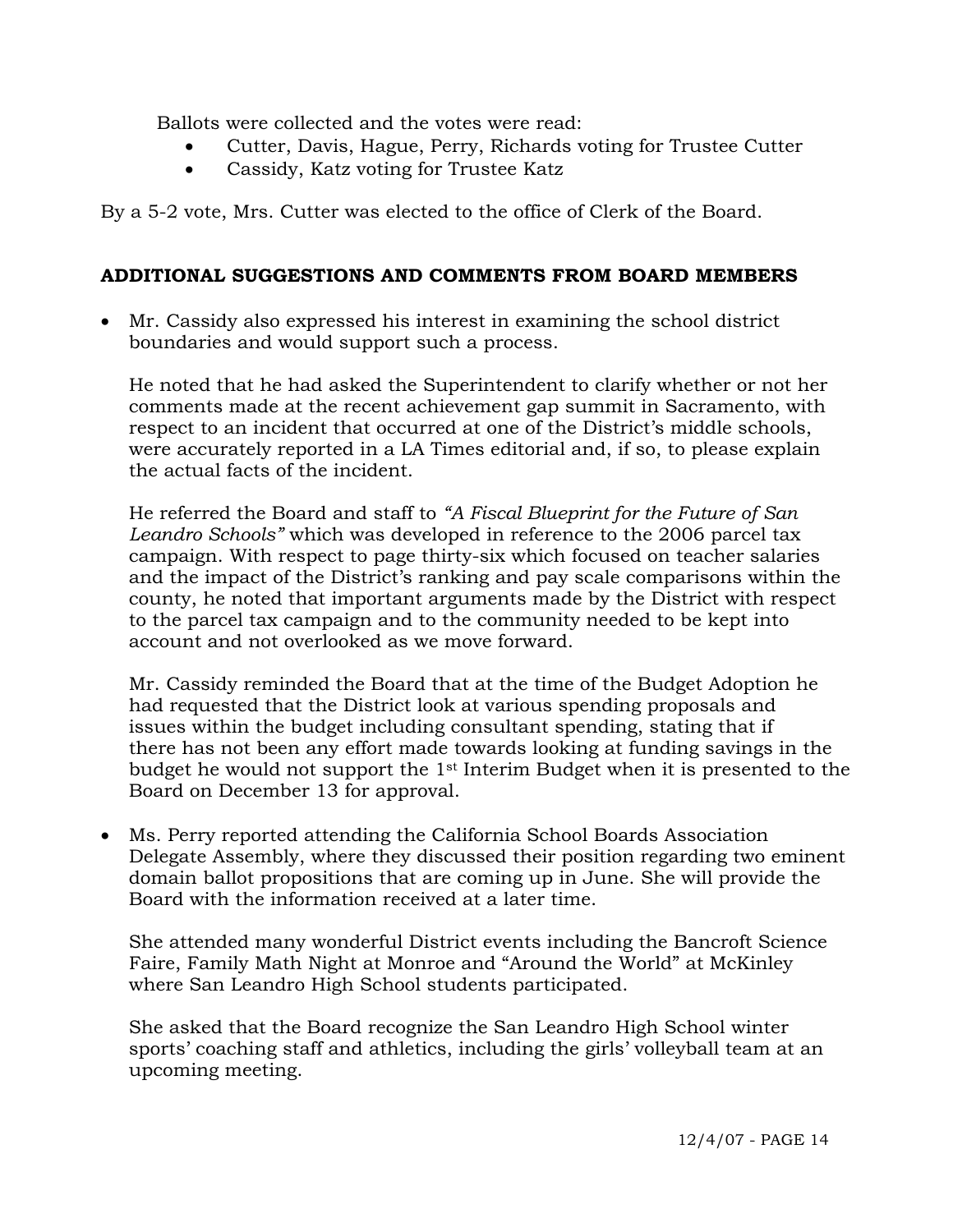Ballots were collected and the votes were read:

- Cutter, Davis, Hague, Perry, Richards voting for Trustee Cutter
- Cassidy, Katz voting for Trustee Katz

By a 5-2 vote, Mrs. Cutter was elected to the office of Clerk of the Board.

## ADDITIONAL SUGGESTIONS AND COMMENTS FROM BOARD MEMBERS

- Mr. Cassidy also expressed his interest in examining the school district boundaries and would support such a process.

  He noted that he had asked the Superintendent to clarify whether or not her comments made at the recent achievement gap summit in Sacramento, with respect to an incident that occurred at one of the District's middle schools, were accurately reported in a LA Times editorial and, if so, to please explain the actual facts of the incident.

  He referred the Board and staff to *"A Fiscal Blueprint for the Future of San Leandro Schools"* which was developed in reference to the 2006 parcel tax campaign. With respect to page thirty-six which focused on teacher salaries and the impact of the District's ranking and pay scale comparisons within the county, he noted that important arguments made by the District with respect to the parcel tax campaign and to the community needed to be kept into account and not overlooked as we move forward.

  Mr. Cassidy reminded the Board that at the time of the Budget Adoption he had requested that the District look at various spending proposals and issues within the budget including consultant spending, stating that if there has not been any effort made towards looking at funding savings in the budget he would not support the 1st Interim Budget when it is presented to the Board on December 13 for approval.

- Ms. Perry reported attending the California School Boards Association Delegate Assembly, where they discussed their position regarding two eminent domain ballot propositions that are coming up in June. She will provide the Board with the information received at a later time.

  She attended many wonderful District events including the Bancroft Science Faire, Family Math Night at Monroe and "Around the World" at McKinley where San Leandro High School students participated.

  She asked that the Board recognize the San Leandro High School winter sports' coaching staff and athletics, including the girls' volleyball team at an upcoming meeting.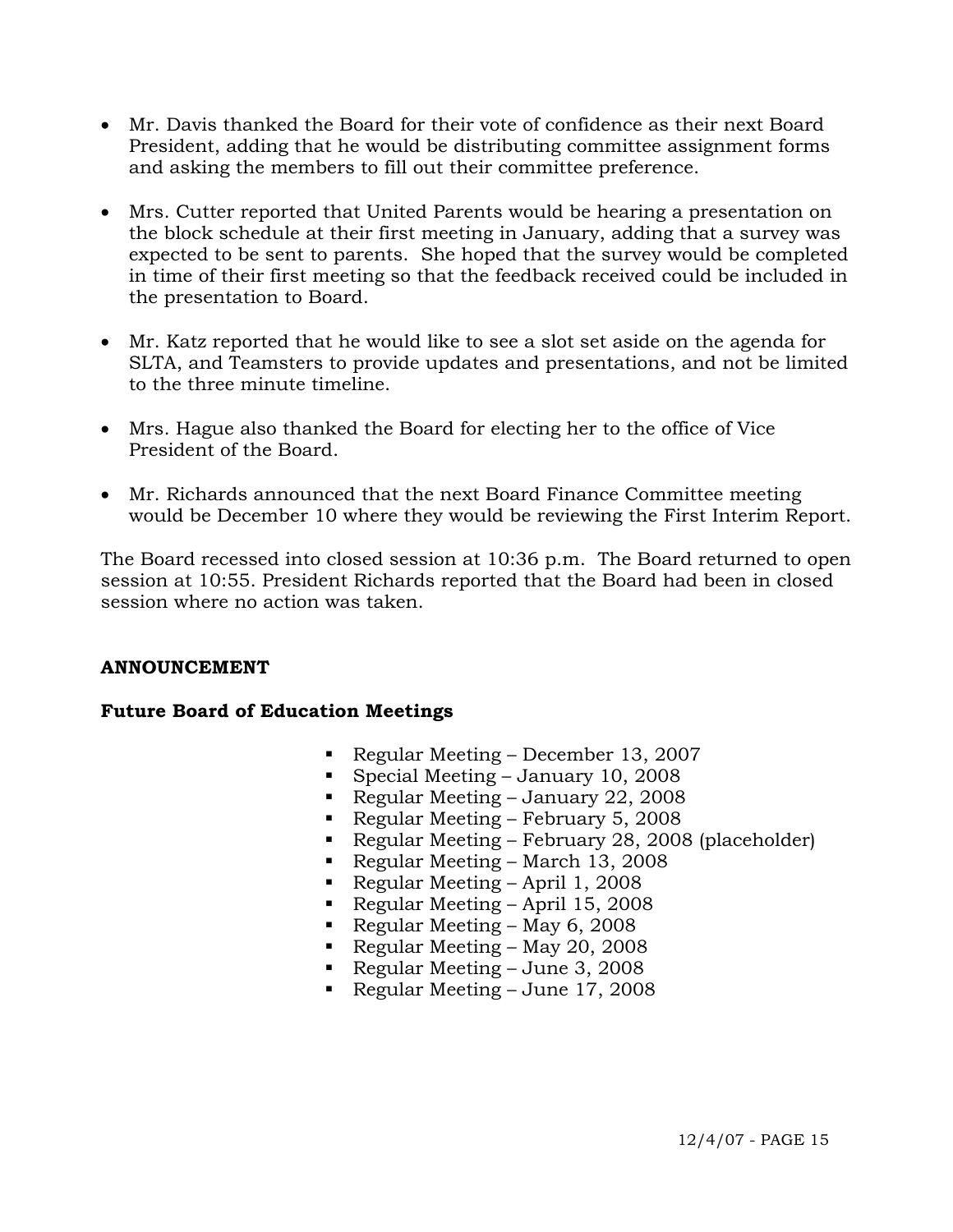- Mr. Davis thanked the Board for their vote of confidence as their next Board President, adding that he would be distributing committee assignment forms and asking the members to fill out their committee preference.
- Mrs. Cutter reported that United Parents would be hearing a presentation on the block schedule at their first meeting in January, adding that a survey was expected to be sent to parents. She hoped that the survey would be completed in time of their first meeting so that the feedback received could be included in the presentation to Board.
- Mr. Katz reported that he would like to see a slot set aside on the agenda for SLTA, and Teamsters to provide updates and presentations, and not be limited to the three minute timeline.
- Mrs. Hague also thanked the Board for electing her to the office of Vice President of the Board.
- Mr. Richards announced that the next Board Finance Committee meeting would be December 10 where they would be reviewing the First Interim Report.

The Board recessed into closed session at 10:36 p.m. The Board returned to open session at 10:55. President Richards reported that the Board had been in closed session where no action was taken.

**ANNOUNCEMENT**

**Future Board of Education Meetings**

- Regular Meeting – December 13, 2007
- Special Meeting – January 10, 2008
- Regular Meeting – January 22, 2008
- Regular Meeting – February 5, 2008
- Regular Meeting – February 28, 2008 (placeholder)
- Regular Meeting – March 13, 2008
- Regular Meeting – April 1, 2008
- Regular Meeting – April 15, 2008
- Regular Meeting – May 6, 2008
- Regular Meeting – May 20, 2008
- Regular Meeting – June 3, 2008
- Regular Meeting – June 17, 2008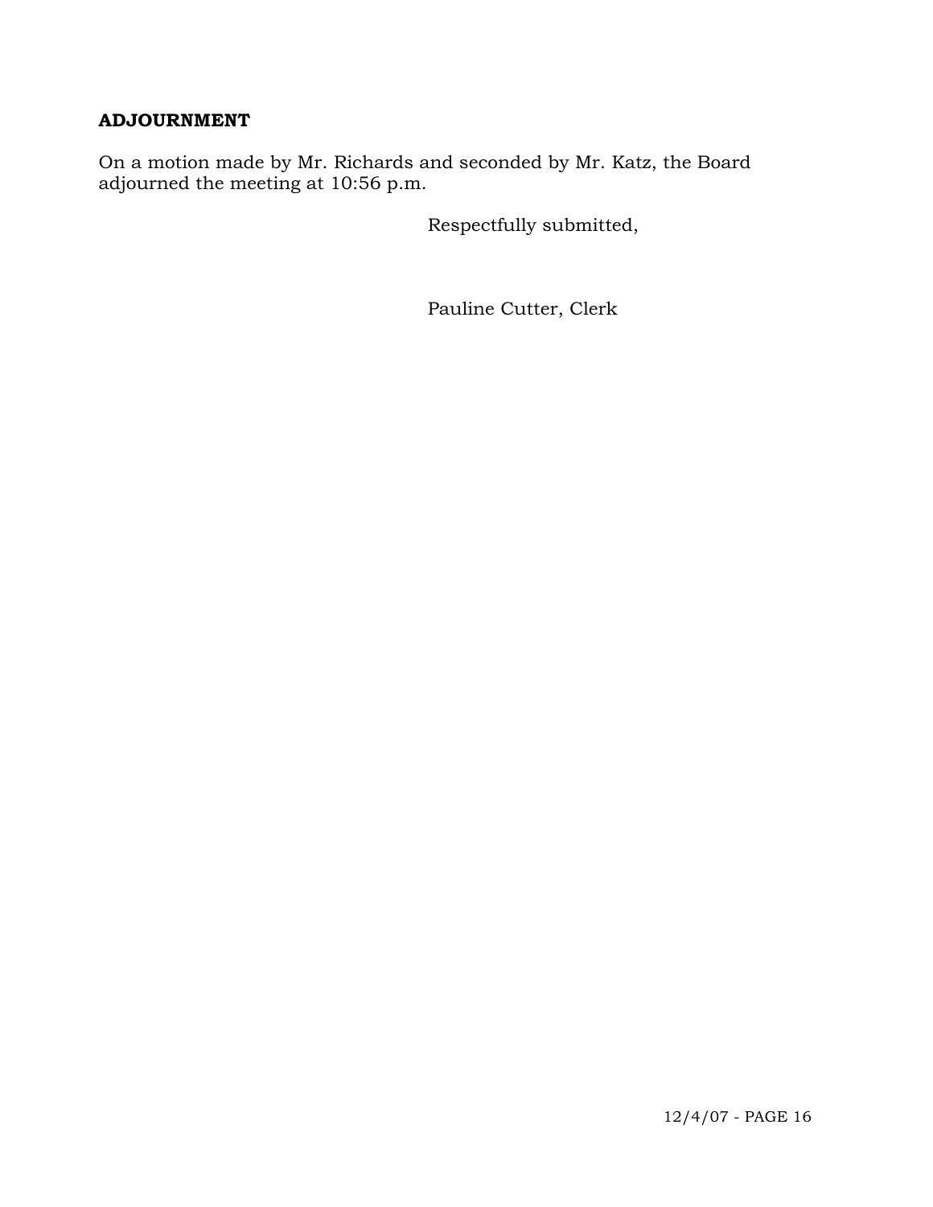**ADJOURNMENT**

On a motion made by Mr. Richards and seconded by Mr. Katz, the Board adjourned the meeting at 10:56 p.m.

Respectfully submitted,

Pauline Cutter, Clerk